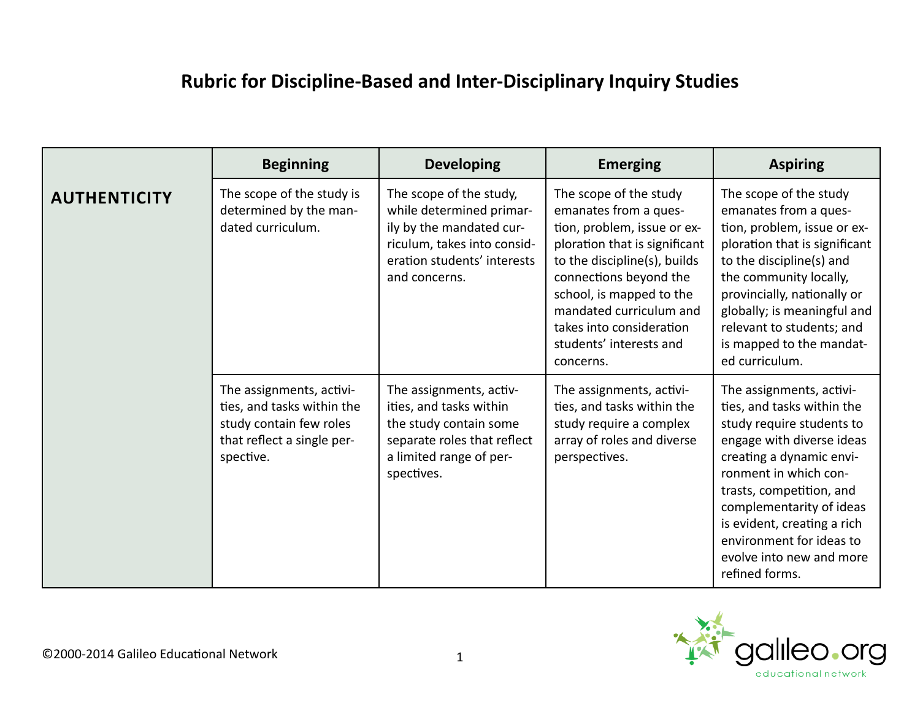# Rubric for Discipline-Based and Inter-Disciplinary Inquiry Studies

| | Beginning | Developing | Emerging | Aspiring |
|---|---|---|---|---|
| **AUTHENTICITY** | The scope of the study is determined by the mandated curriculum. | The scope of the study, while determined primarily by the mandated curriculum, takes into consideration students' interests and concerns. | The scope of the study emanates from a question, problem, issue or exploration that is significant to the discipline(s), builds connections beyond the school, is mapped to the mandated curriculum and takes into consideration students' interests and concerns. | The scope of the study emanates from a question, problem, issue or exploration that is significant to the discipline(s) and the community locally, provincially, nationally or globally; is meaningful and relevant to students; and is mapped to the mandated curriculum. |
| | The assignments, activities, and tasks within the study contain few roles that reflect a single perspective. | The assignments, activities, and tasks within the study contain some separate roles that reflect a limited range of perspectives. | The assignments, activities, and tasks within the study require a complex array of roles and diverse perspectives. | The assignments, activities, and tasks within the study require students to engage with diverse ideas creating a dynamic environment in which contrasts, competition, and complementarity of ideas is evident, creating a rich environment for ideas to evolve into new and more refined forms. |

©2000-2014 Galileo Educational Network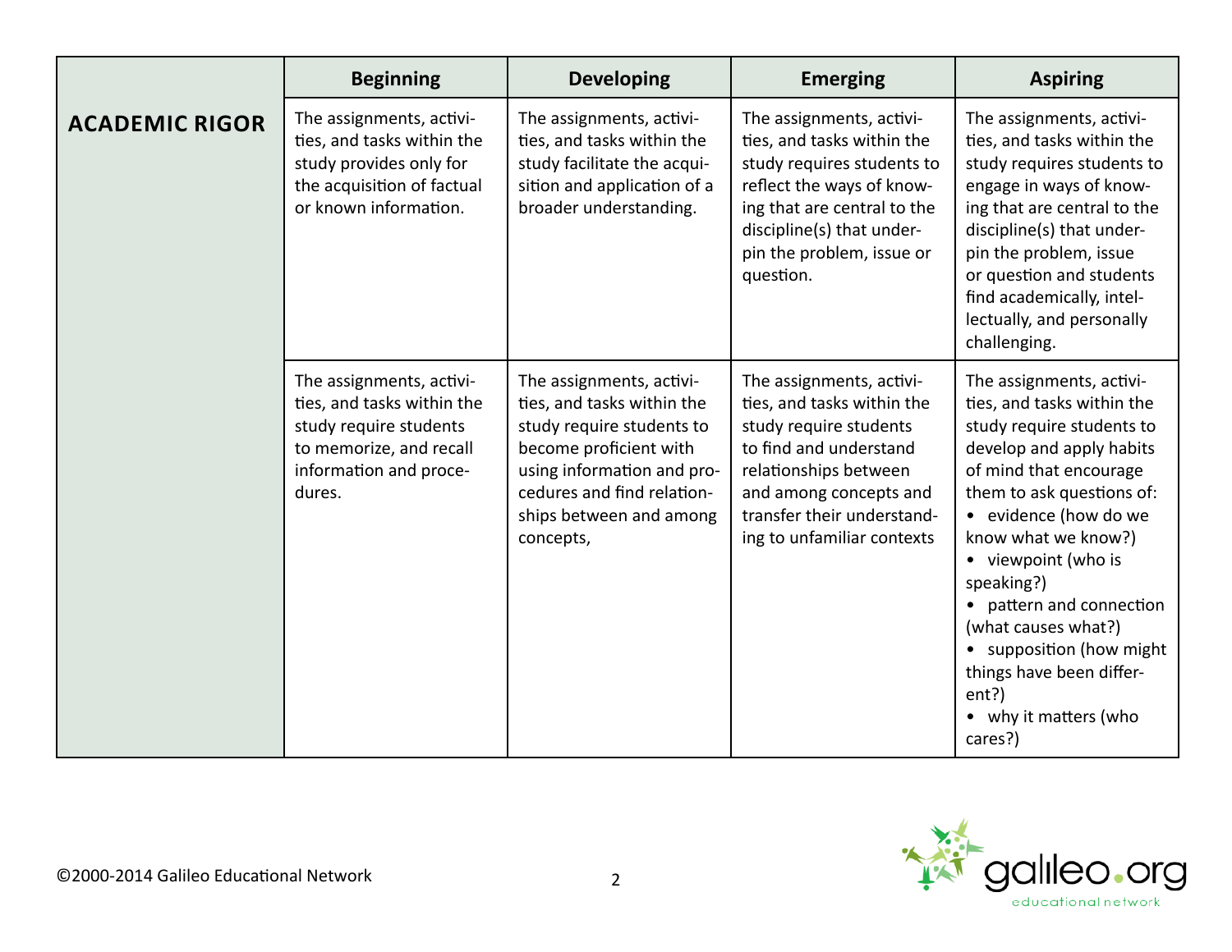| | Beginning | Developing | Emerging | Aspiring |
|---|---|---|---|---|
| **ACADEMIC RIGOR** | The assignments, activities, and tasks within the study provides only for the acquisition of factual or known information. | The assignments, activities, and tasks within the study facilitate the acquisition and application of a broader understanding. | The assignments, activities, and tasks within the study requires students to reflect the ways of knowing that are central to the discipline(s) that underpin the problem, issue or question. | The assignments, activities, and tasks within the study requires students to engage in ways of knowing that are central to the discipline(s) that underpin the problem, issue or question and students find academically, intellectually, and personally challenging. |
| | The assignments, activities, and tasks within the study require students to memorize, and recall information and procedures. | The assignments, activities, and tasks within the study require students to become proficient with using information and procedures and find relationships between and among concepts, | The assignments, activities, and tasks within the study require students to find and understand relationships between and among concepts and transfer their understanding to unfamiliar contexts | The assignments, activities, and tasks within the study require students to develop and apply habits of mind that encourage them to ask questions of:<br>• evidence (how do we know what we know?)<br>• viewpoint (who is speaking?)<br>• pattern and connection (what causes what?)<br>• supposition (how might things have been different?)<br>• why it matters (who cares?) |

©2000-2014 Galileo Educational Network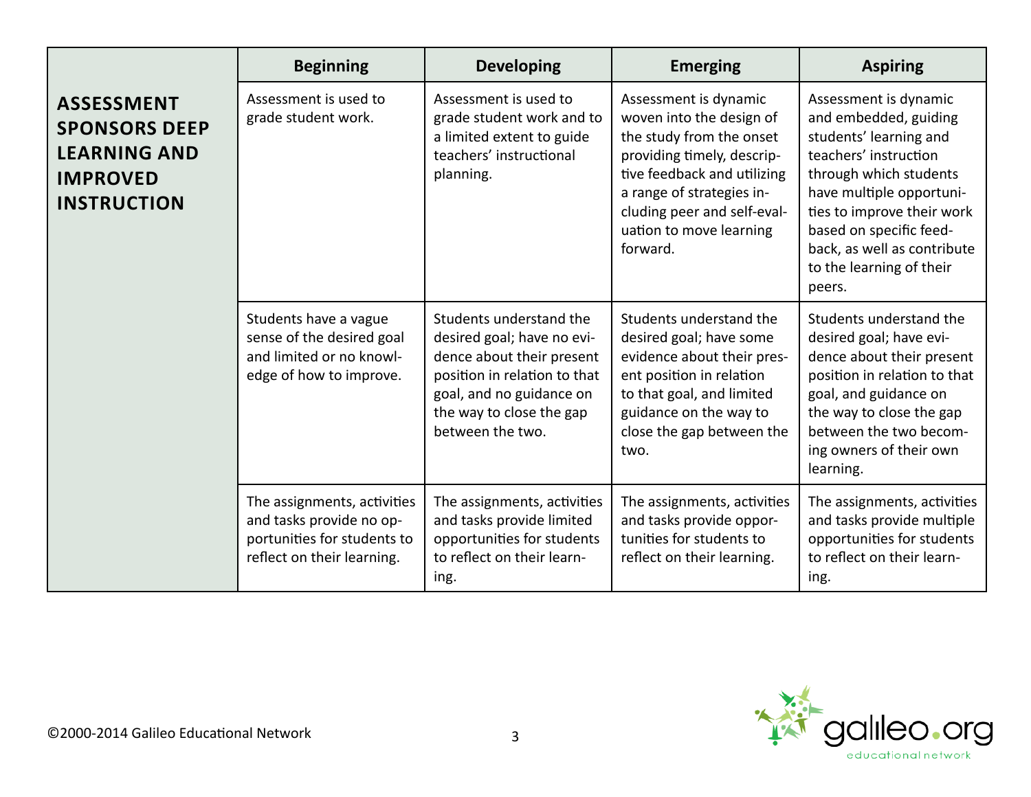| | Beginning | Developing | Emerging | Aspiring |
|---|---|---|---|---|
| **ASSESSMENT SPONSORS DEEP LEARNING AND IMPROVED INSTRUCTION** | Assessment is used to grade student work. | Assessment is used to grade student work and to a limited extent to guide teachers' instructional planning. | Assessment is dynamic woven into the design of the study from the onset providing timely, descriptive feedback and utilizing a range of strategies including peer and self-evaluation to move learning forward. | Assessment is dynamic and embedded, guiding students' learning and teachers' instruction through which students have multiple opportunities to improve their work based on specific feedback, as well as contribute to the learning of their peers. |
| | Students have a vague sense of the desired goal and limited or no knowledge of how to improve. | Students understand the desired goal; have no evidence about their present position in relation to that goal, and no guidance on the way to close the gap between the two. | Students understand the desired goal; have some evidence about their present position in relation to that goal, and limited guidance on the way to close the gap between the two. | Students understand the desired goal; have evidence about their present position in relation to that goal, and guidance on the way to close the gap between the two becoming owners of their own learning. |
| | The assignments, activities and tasks provide no opportunities for students to reflect on their learning. | The assignments, activities and tasks provide limited opportunities for students to reflect on their learning. | The assignments, activities and tasks provide opportunities for students to reflect on their learning. | The assignments, activities and tasks provide multiple opportunities for students to reflect on their learning. |

©2000-2014 Galileo Educational Network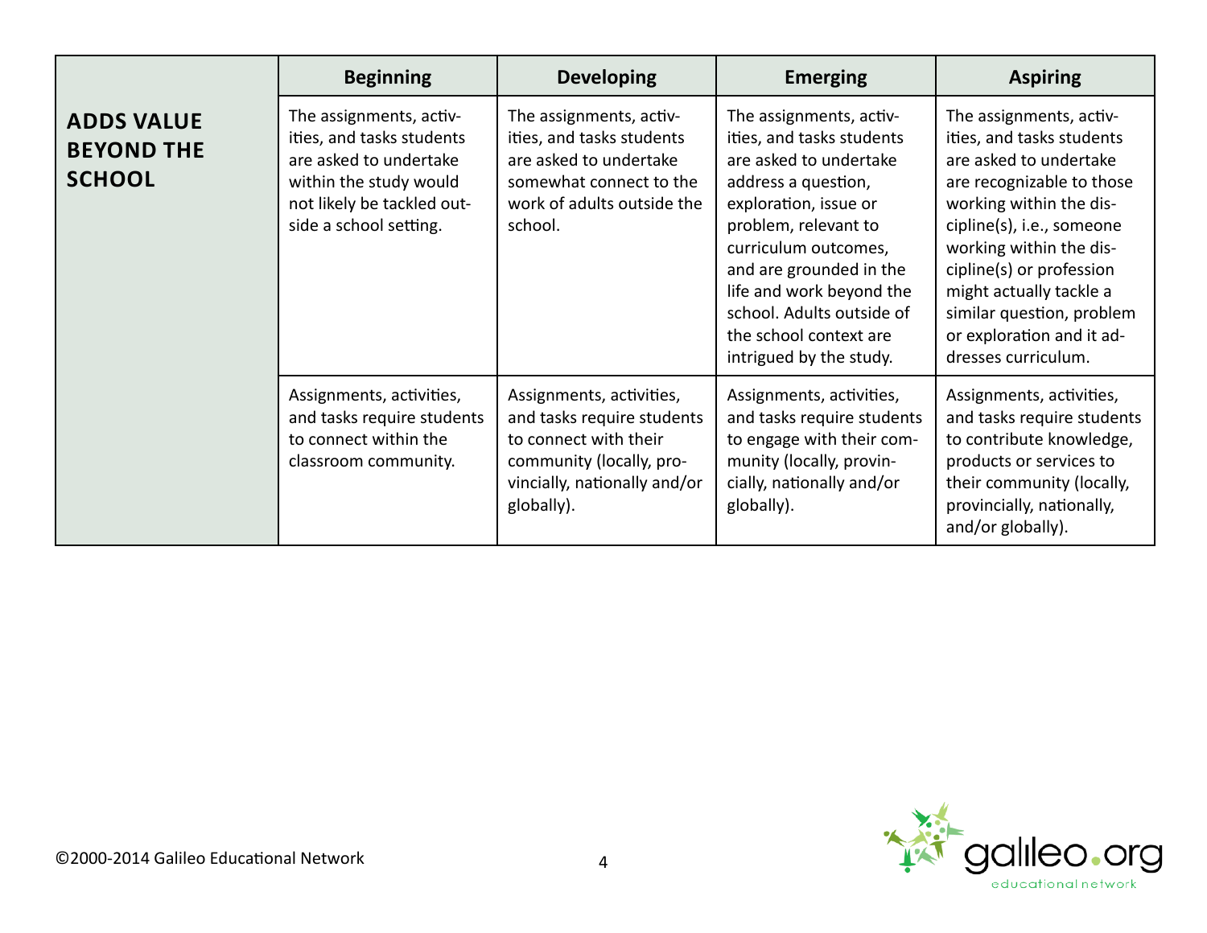| | Beginning | Developing | Emerging | Aspiring |
|---|---|---|---|---|
| **ADDS VALUE BEYOND THE SCHOOL** | The assignments, activities, and tasks students are asked to undertake within the study would not likely be tackled outside a school setting. | The assignments, activities, and tasks students are asked to undertake somewhat connect to the work of adults outside the school. | The assignments, activities, and tasks students are asked to undertake address a question, exploration, issue or problem, relevant to curriculum outcomes, and are grounded in the life and work beyond the school. Adults outside of the school context are intrigued by the study. | The assignments, activities, and tasks students are asked to undertake are recognizable to those working within the discipline(s), i.e., someone working within the discipline(s) or profession might actually tackle a similar question, problem or exploration and it addresses curriculum. |
| | Assignments, activities, and tasks require students to connect within the classroom community. | Assignments, activities, and tasks require students to connect with their community (locally, provincially, nationally and/or globally). | Assignments, activities, and tasks require students to engage with their community (locally, provincially, nationally and/or globally). | Assignments, activities, and tasks require students to contribute knowledge, products or services to their community (locally, provincially, nationally, and/or globally). |

©2000-2014 Galileo Educational Network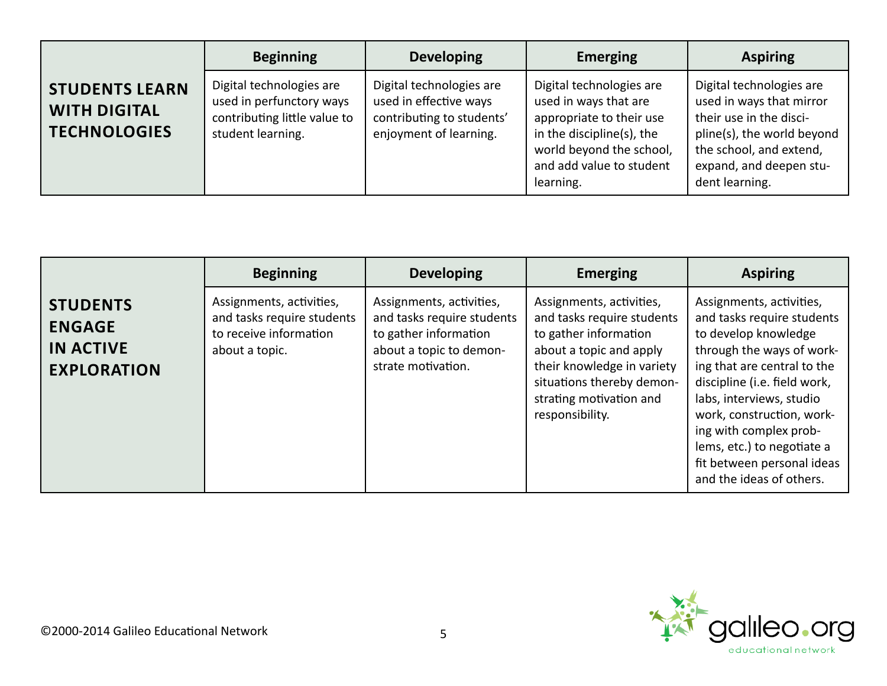| STUDENTS LEARN WITH DIGITAL TECHNOLOGIES | Beginning | Developing | Emerging | Aspiring |
|---|---|---|---|---|
| | Digital technologies are used in perfunctory ways contributing little value to student learning. | Digital technologies are used in effective ways contributing to students' enjoyment of learning. | Digital technologies are used in ways that are appropriate to their use in the discipline(s), the world beyond the school, and add value to student learning. | Digital technologies are used in ways that mirror their use in the discipline(s), the world beyond the school, and extend, expand, and deepen student learning. |

| STUDENTS ENGAGE IN ACTIVE EXPLORATION | Beginning | Developing | Emerging | Aspiring |
|---|---|---|---|---|
| | Assignments, activities, and tasks require students to receive information about a topic. | Assignments, activities, and tasks require students to gather information about a topic to demonstrate motivation. | Assignments, activities, and tasks require students to gather information about a topic and apply their knowledge in variety situations thereby demonstrating motivation and responsibility. | Assignments, activities, and tasks require students to develop knowledge through the ways of working that are central to the discipline (i.e. field work, labs, interviews, studio work, construction, working with complex problems, etc.) to negotiate a fit between personal ideas and the ideas of others. |

©2000-2014 Galileo Educational Network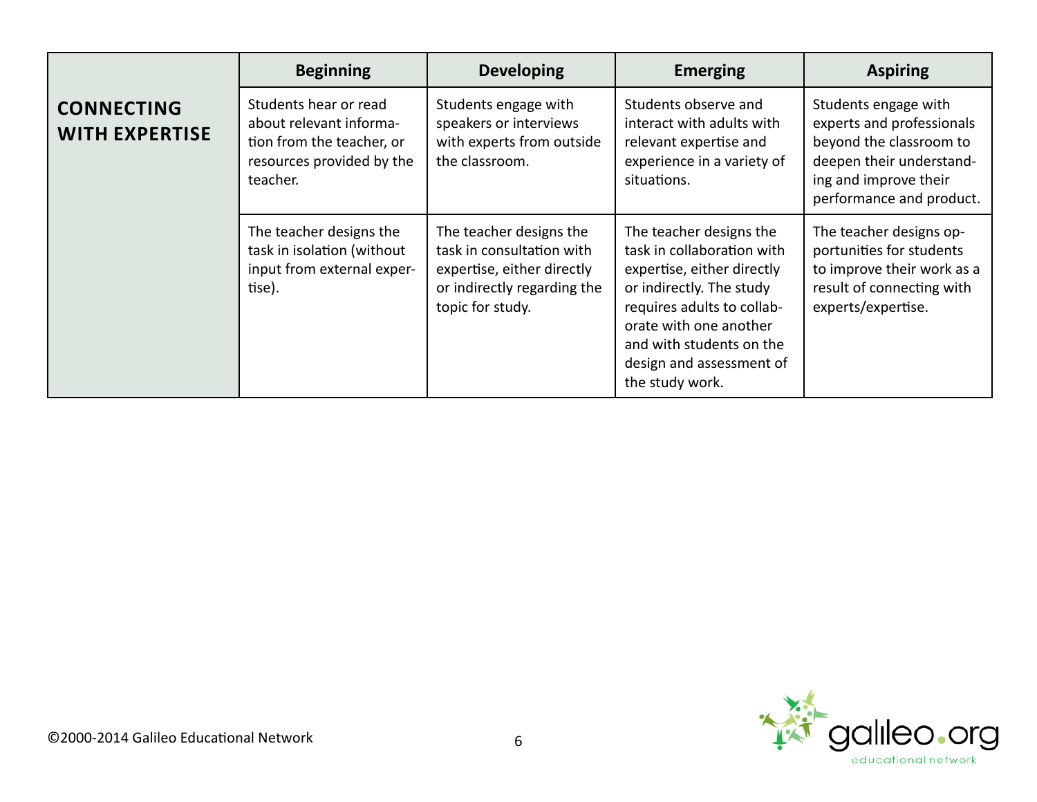| | Beginning | Developing | Emerging | Aspiring |
|---|---|---|---|---|
| **CONNECTING WITH EXPERTISE** | Students hear or read about relevant information from the teacher, or resources provided by the teacher. | Students engage with speakers or interviews with experts from outside the classroom. | Students observe and interact with adults with relevant expertise and experience in a variety of situations. | Students engage with experts and professionals beyond the classroom to deepen their understanding and improve their performance and product. |
| | The teacher designs the task in isolation (without input from external expertise). | The teacher designs the task in consultation with expertise, either directly or indirectly regarding the topic for study. | The teacher designs the task in collaboration with expertise, either directly or indirectly. The study requires adults to collaborate with one another and with students on the design and assessment of the study work. | The teacher designs opportunities for students to improve their work as a result of connecting with experts/expertise. |

©2000-2014 Galileo Educational Network

galileo.org educational network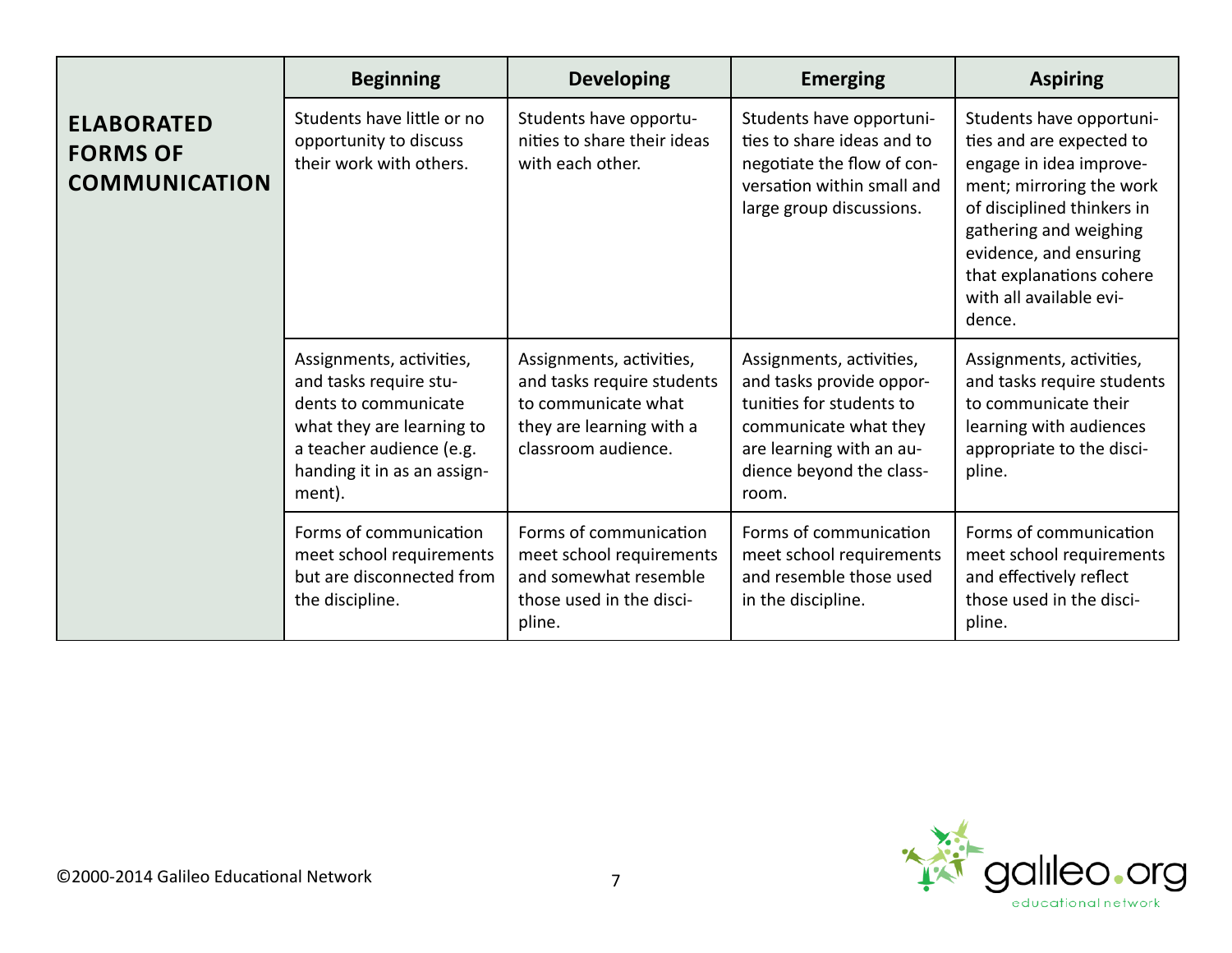| | Beginning | Developing | Emerging | Aspiring |
|---|---|---|---|---|
| **ELABORATED FORMS OF COMMUNICATION** | Students have little or no opportunity to discuss their work with others. | Students have opportunities to share their ideas with each other. | Students have opportunities to share ideas and to negotiate the flow of conversation within small and large group discussions. | Students have opportunities and are expected to engage in idea improvement; mirroring the work of disciplined thinkers in gathering and weighing evidence, and ensuring that explanations cohere with all available evidence. |
| | Assignments, activities, and tasks require students to communicate what they are learning to a teacher audience (e.g. handing it in as an assignment). | Assignments, activities, and tasks require students to communicate what they are learning with a classroom audience. | Assignments, activities, and tasks provide opportunities for students to communicate what they are learning with an audience beyond the classroom. | Assignments, activities, and tasks require students to communicate their learning with audiences appropriate to the discipline. |
| | Forms of communication meet school requirements but are disconnected from the discipline. | Forms of communication meet school requirements and somewhat resemble those used in the discipline. | Forms of communication meet school requirements and resemble those used in the discipline. | Forms of communication meet school requirements and effectively reflect those used in the discipline. |

©2000-2014 Galileo Educational Network

galileo.org educational network